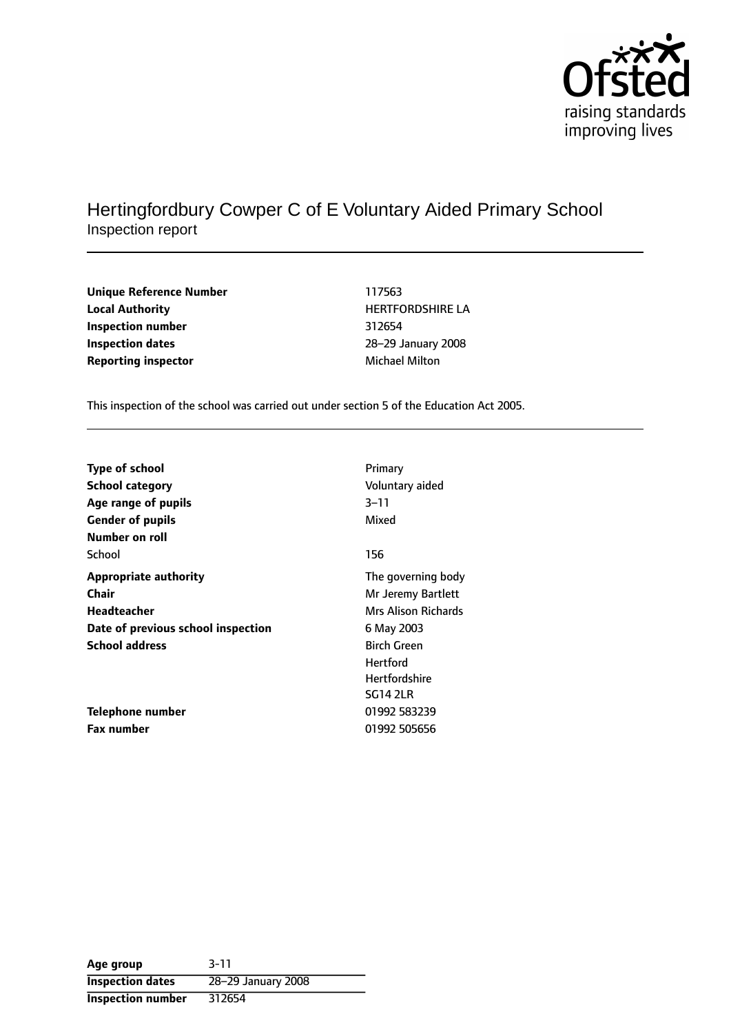# Hertingfordbury Cowper C of E Voluntary Aided Primary School

Inspection report

| | |
|---|---|
| **Unique Reference Number** | 117563 |
| **Local Authority** | HERTFORDSHIRE LA |
| **Inspection number** | 312654 |
| **Inspection dates** | 28–29 January 2008 |
| **Reporting inspector** | Michael Milton |

This inspection of the school was carried out under section 5 of the Education Act 2005.

| | |
|---|---|
| **Type of school** | Primary |
| **School category** | Voluntary aided |
| **Age range of pupils** | 3–11 |
| **Gender of pupils** | Mixed |
| **Number on roll** | |
| School | 156 |
| **Appropriate authority** | The governing body |
| **Chair** | Mr Jeremy Bartlett |
| **Headteacher** | Mrs Alison Richards |
| **Date of previous school inspection** | 6 May 2003 |
| **School address** | Birch Green<br>Hertford<br>Hertfordshire<br>SG14 2LR |
| **Telephone number** | 01992 583239 |
| **Fax number** | 01992 505656 |

| | |
|---|---|
| **Age group** | 3-11 |
| **Inspection dates** | 28–29 January 2008 |
| **Inspection number** | 312654 |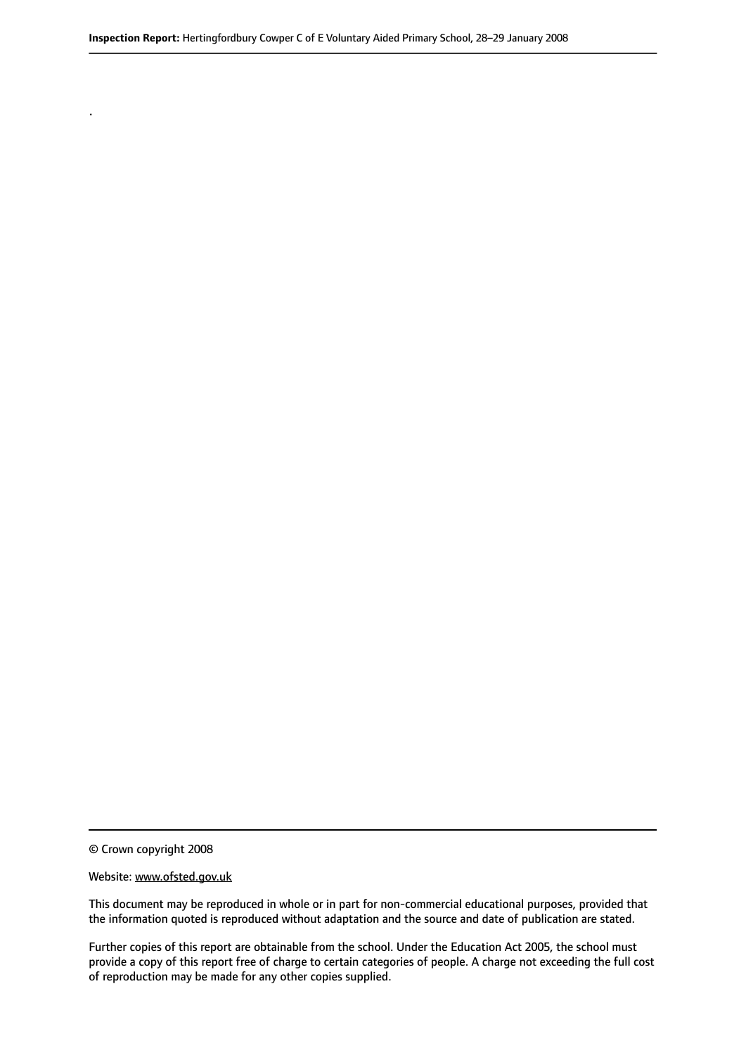.

© Crown copyright 2008

Website: www.ofsted.gov.uk

This document may be reproduced in whole or in part for non-commercial educational purposes, provided that the information quoted is reproduced without adaptation and the source and date of publication are stated.

Further copies of this report are obtainable from the school. Under the Education Act 2005, the school must provide a copy of this report free of charge to certain categories of people. A charge not exceeding the full cost of reproduction may be made for any other copies supplied.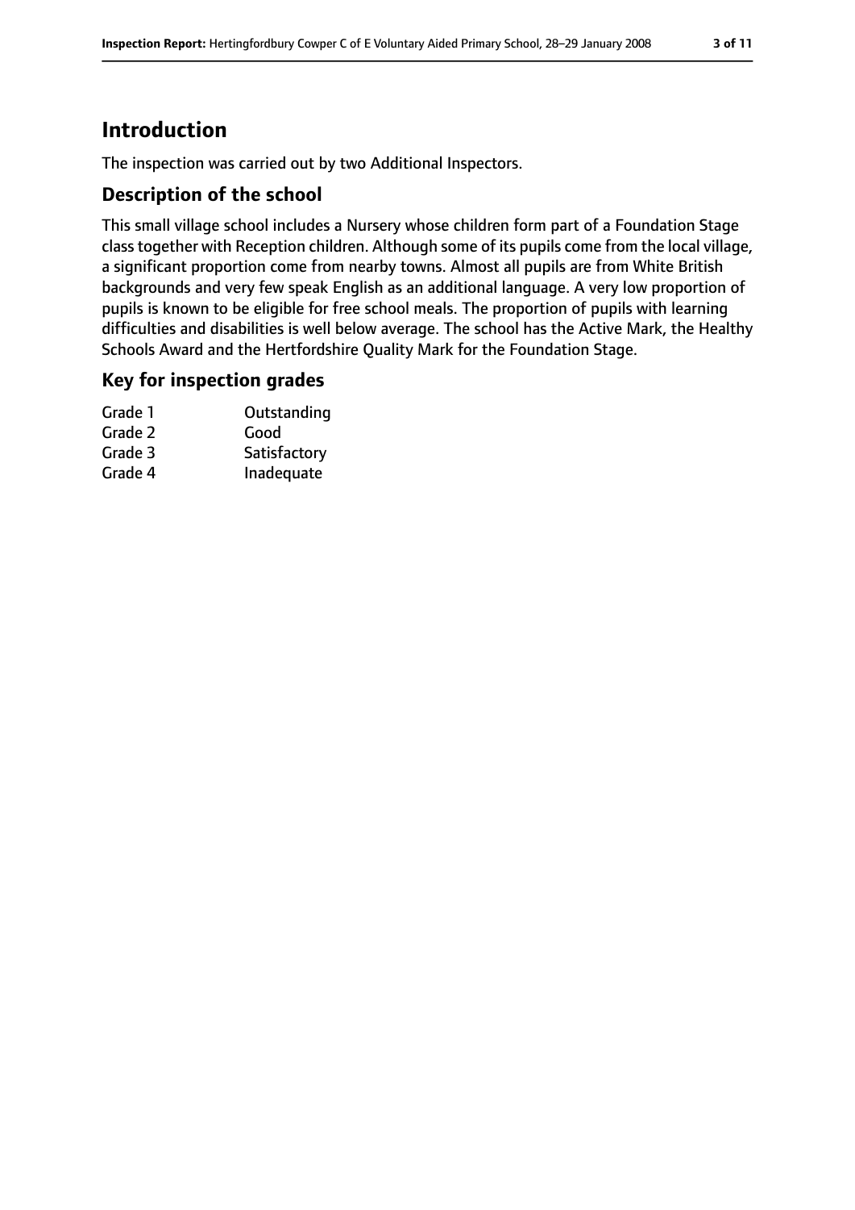# Introduction

The inspection was carried out by two Additional Inspectors.

## Description of the school

This small village school includes a Nursery whose children form part of a Foundation Stage class together with Reception children. Although some of its pupils come from the local village, a significant proportion come from nearby towns. Almost all pupils are from White British backgrounds and very few speak English as an additional language. A very low proportion of pupils is known to be eligible for free school meals. The proportion of pupils with learning difficulties and disabilities is well below average. The school has the Active Mark, the Healthy Schools Award and the Hertfordshire Quality Mark for the Foundation Stage.

## Key for inspection grades

| | |
|---|---|
| Grade 1 | Outstanding |
| Grade 2 | Good |
| Grade 3 | Satisfactory |
| Grade 4 | Inadequate |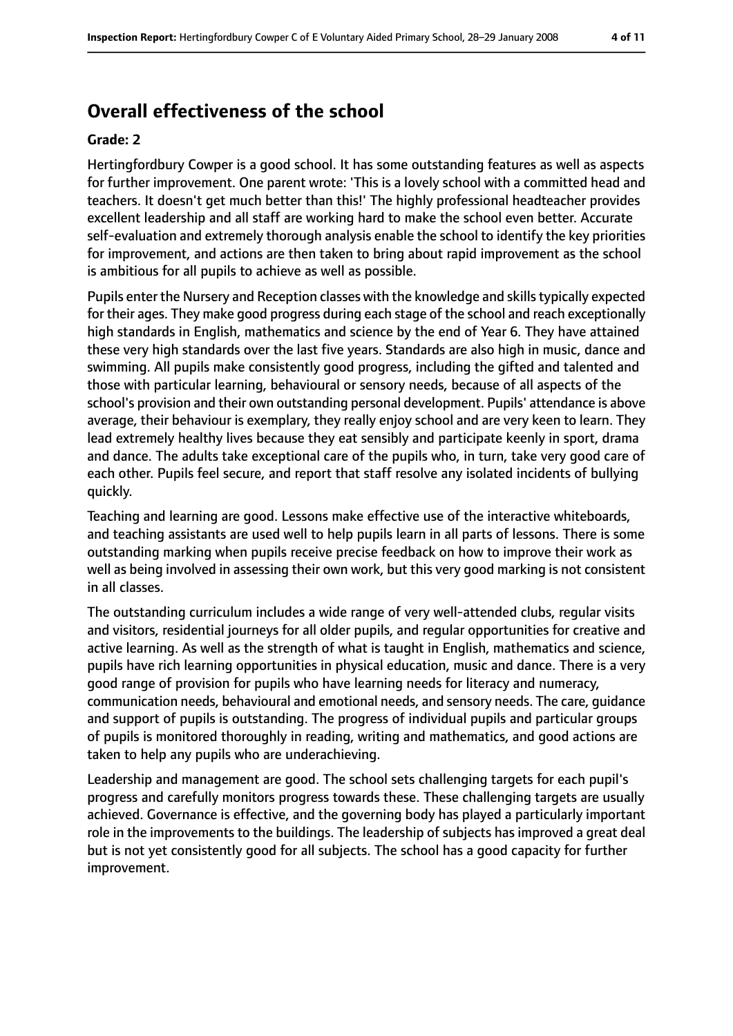## Overall effectiveness of the school

### Grade: 2

Hertingfordbury Cowper is a good school. It has some outstanding features as well as aspects for further improvement. One parent wrote: 'This is a lovely school with a committed head and teachers. It doesn't get much better than this!' The highly professional headteacher provides excellent leadership and all staff are working hard to make the school even better. Accurate self-evaluation and extremely thorough analysis enable the school to identify the key priorities for improvement, and actions are then taken to bring about rapid improvement as the school is ambitious for all pupils to achieve as well as possible.

Pupils enter the Nursery and Reception classes with the knowledge and skills typically expected for their ages. They make good progress during each stage of the school and reach exceptionally high standards in English, mathematics and science by the end of Year 6. They have attained these very high standards over the last five years. Standards are also high in music, dance and swimming. All pupils make consistently good progress, including the gifted and talented and those with particular learning, behavioural or sensory needs, because of all aspects of the school's provision and their own outstanding personal development. Pupils' attendance is above average, their behaviour is exemplary, they really enjoy school and are very keen to learn. They lead extremely healthy lives because they eat sensibly and participate keenly in sport, drama and dance. The adults take exceptional care of the pupils who, in turn, take very good care of each other. Pupils feel secure, and report that staff resolve any isolated incidents of bullying quickly.

Teaching and learning are good. Lessons make effective use of the interactive whiteboards, and teaching assistants are used well to help pupils learn in all parts of lessons. There is some outstanding marking when pupils receive precise feedback on how to improve their work as well as being involved in assessing their own work, but this very good marking is not consistent in all classes.

The outstanding curriculum includes a wide range of very well-attended clubs, regular visits and visitors, residential journeys for all older pupils, and regular opportunities for creative and active learning. As well as the strength of what is taught in English, mathematics and science, pupils have rich learning opportunities in physical education, music and dance. There is a very good range of provision for pupils who have learning needs for literacy and numeracy, communication needs, behavioural and emotional needs, and sensory needs. The care, guidance and support of pupils is outstanding. The progress of individual pupils and particular groups of pupils is monitored thoroughly in reading, writing and mathematics, and good actions are taken to help any pupils who are underachieving.

Leadership and management are good. The school sets challenging targets for each pupil's progress and carefully monitors progress towards these. These challenging targets are usually achieved. Governance is effective, and the governing body has played a particularly important role in the improvements to the buildings. The leadership of subjects has improved a great deal but is not yet consistently good for all subjects. The school has a good capacity for further improvement.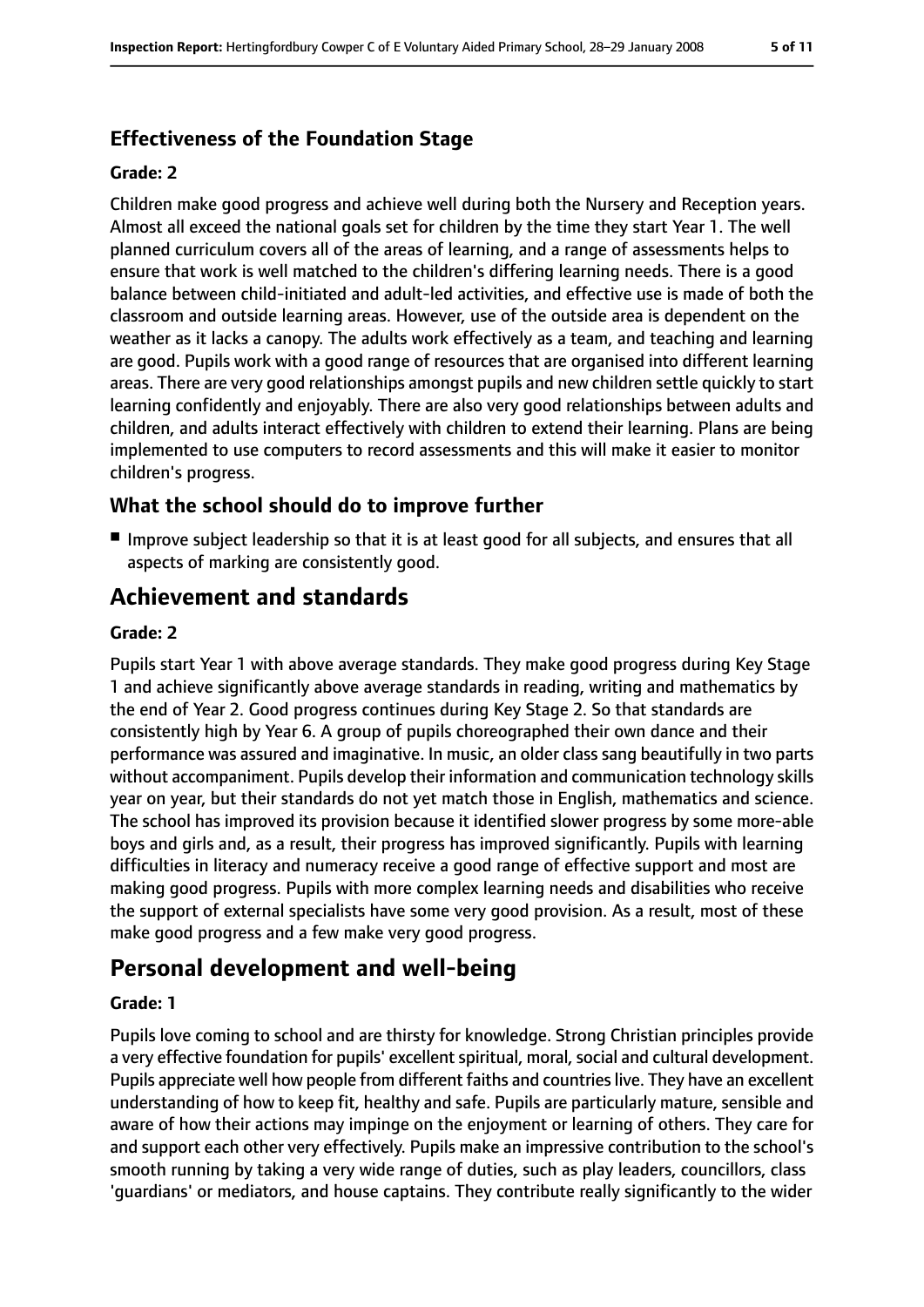### Effectiveness of the Foundation Stage

#### Grade: 2

Children make good progress and achieve well during both the Nursery and Reception years. Almost all exceed the national goals set for children by the time they start Year 1. The well planned curriculum covers all of the areas of learning, and a range of assessments helps to ensure that work is well matched to the children's differing learning needs. There is a good balance between child-initiated and adult-led activities, and effective use is made of both the classroom and outside learning areas. However, use of the outside area is dependent on the weather as it lacks a canopy. The adults work effectively as a team, and teaching and learning are good. Pupils work with a good range of resources that are organised into different learning areas. There are very good relationships amongst pupils and new children settle quickly to start learning confidently and enjoyably. There are also very good relationships between adults and children, and adults interact effectively with children to extend their learning. Plans are being implemented to use computers to record assessments and this will make it easier to monitor children's progress.

### What the school should do to improve further

- Improve subject leadership so that it is at least good for all subjects, and ensures that all aspects of marking are consistently good.

## Achievement and standards

#### Grade: 2

Pupils start Year 1 with above average standards. They make good progress during Key Stage 1 and achieve significantly above average standards in reading, writing and mathematics by the end of Year 2. Good progress continues during Key Stage 2. So that standards are consistently high by Year 6. A group of pupils choreographed their own dance and their performance was assured and imaginative. In music, an older class sang beautifully in two parts without accompaniment. Pupils develop their information and communication technology skills year on year, but their standards do not yet match those in English, mathematics and science. The school has improved its provision because it identified slower progress by some more-able boys and girls and, as a result, their progress has improved significantly. Pupils with learning difficulties in literacy and numeracy receive a good range of effective support and most are making good progress. Pupils with more complex learning needs and disabilities who receive the support of external specialists have some very good provision. As a result, most of these make good progress and a few make very good progress.

## Personal development and well-being

#### Grade: 1

Pupils love coming to school and are thirsty for knowledge. Strong Christian principles provide a very effective foundation for pupils' excellent spiritual, moral, social and cultural development. Pupils appreciate well how people from different faiths and countries live. They have an excellent understanding of how to keep fit, healthy and safe. Pupils are particularly mature, sensible and aware of how their actions may impinge on the enjoyment or learning of others. They care for and support each other very effectively. Pupils make an impressive contribution to the school's smooth running by taking a very wide range of duties, such as play leaders, councillors, class 'guardians' or mediators, and house captains. They contribute really significantly to the wider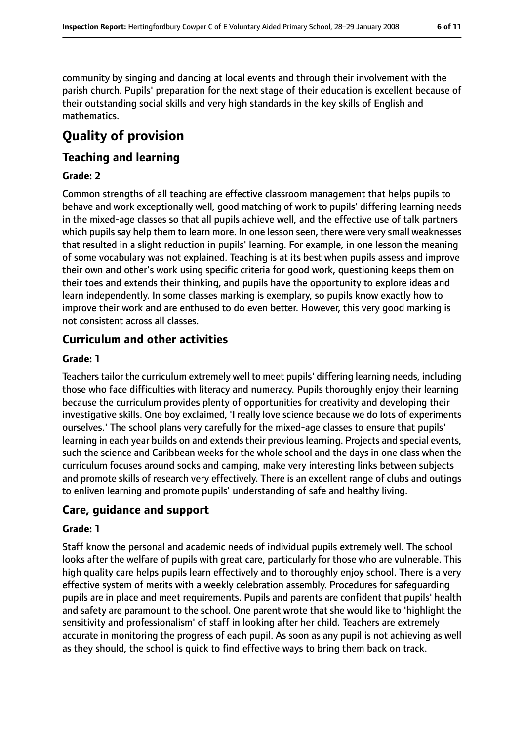community by singing and dancing at local events and through their involvement with the parish church. Pupils' preparation for the next stage of their education is excellent because of their outstanding social skills and very high standards in the key skills of English and mathematics.

# Quality of provision

## Teaching and learning

### Grade: 2

Common strengths of all teaching are effective classroom management that helps pupils to behave and work exceptionally well, good matching of work to pupils' differing learning needs in the mixed-age classes so that all pupils achieve well, and the effective use of talk partners which pupils say help them to learn more. In one lesson seen, there were very small weaknesses that resulted in a slight reduction in pupils' learning. For example, in one lesson the meaning of some vocabulary was not explained. Teaching is at its best when pupils assess and improve their own and other's work using specific criteria for good work, questioning keeps them on their toes and extends their thinking, and pupils have the opportunity to explore ideas and learn independently. In some classes marking is exemplary, so pupils know exactly how to improve their work and are enthused to do even better. However, this very good marking is not consistent across all classes.

## Curriculum and other activities

### Grade: 1

Teachers tailor the curriculum extremely well to meet pupils' differing learning needs, including those who face difficulties with literacy and numeracy. Pupils thoroughly enjoy their learning because the curriculum provides plenty of opportunities for creativity and developing their investigative skills. One boy exclaimed, 'I really love science because we do lots of experiments ourselves.' The school plans very carefully for the mixed-age classes to ensure that pupils' learning in each year builds on and extends their previous learning. Projects and special events, such the science and Caribbean weeks for the whole school and the days in one class when the curriculum focuses around socks and camping, make very interesting links between subjects and promote skills of research very effectively. There is an excellent range of clubs and outings to enliven learning and promote pupils' understanding of safe and healthy living.

## Care, guidance and support

### Grade: 1

Staff know the personal and academic needs of individual pupils extremely well. The school looks after the welfare of pupils with great care, particularly for those who are vulnerable. This high quality care helps pupils learn effectively and to thoroughly enjoy school. There is a very effective system of merits with a weekly celebration assembly. Procedures for safeguarding pupils are in place and meet requirements. Pupils and parents are confident that pupils' health and safety are paramount to the school. One parent wrote that she would like to 'highlight the sensitivity and professionalism' of staff in looking after her child. Teachers are extremely accurate in monitoring the progress of each pupil. As soon as any pupil is not achieving as well as they should, the school is quick to find effective ways to bring them back on track.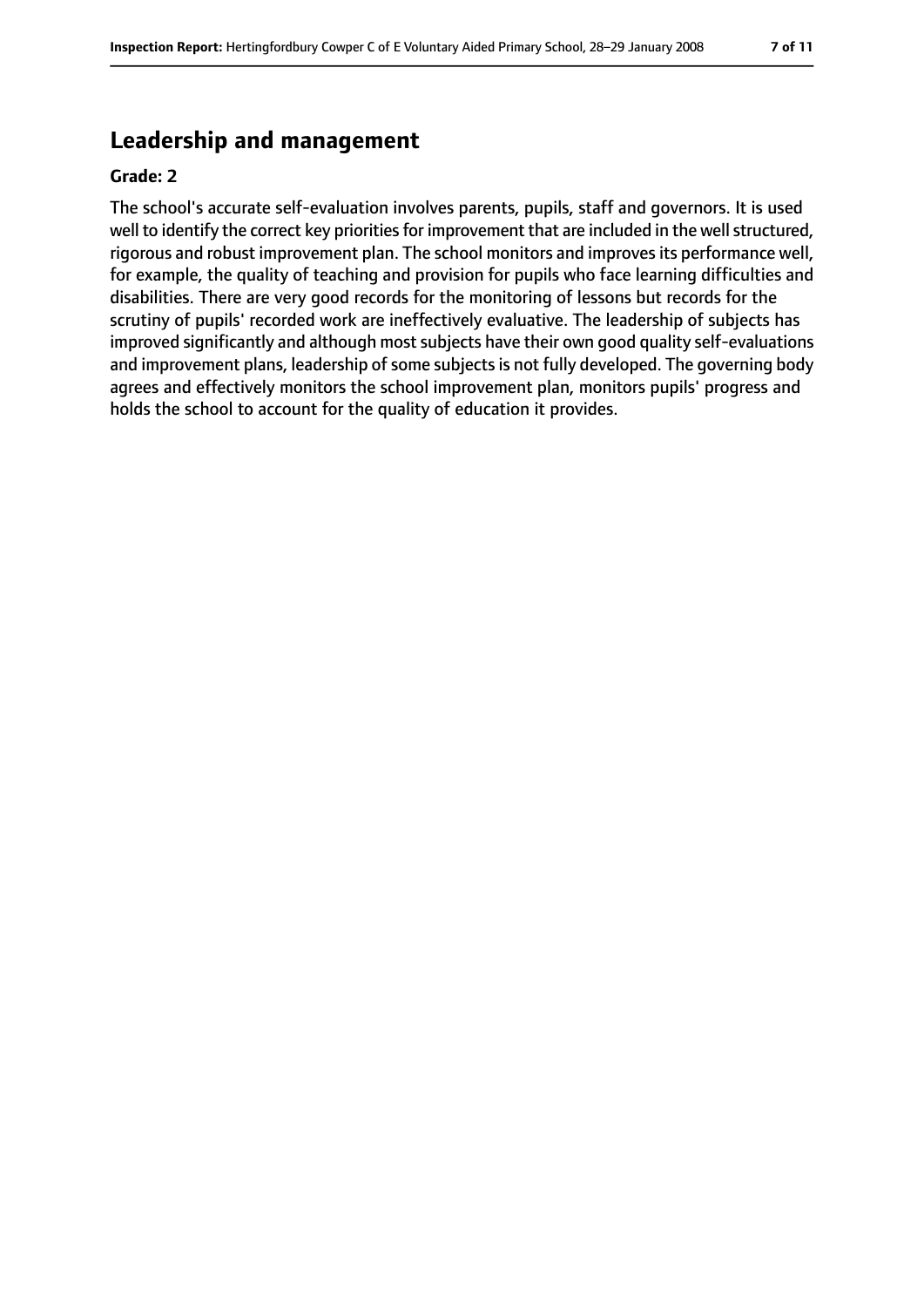## Leadership and management

**Grade: 2**

The school's accurate self-evaluation involves parents, pupils, staff and governors. It is used well to identify the correct key priorities for improvement that are included in the well structured, rigorous and robust improvement plan. The school monitors and improves its performance well, for example, the quality of teaching and provision for pupils who face learning difficulties and disabilities. There are very good records for the monitoring of lessons but records for the scrutiny of pupils' recorded work are ineffectively evaluative. The leadership of subjects has improved significantly and although most subjects have their own good quality self-evaluations and improvement plans, leadership of some subjects is not fully developed. The governing body agrees and effectively monitors the school improvement plan, monitors pupils' progress and holds the school to account for the quality of education it provides.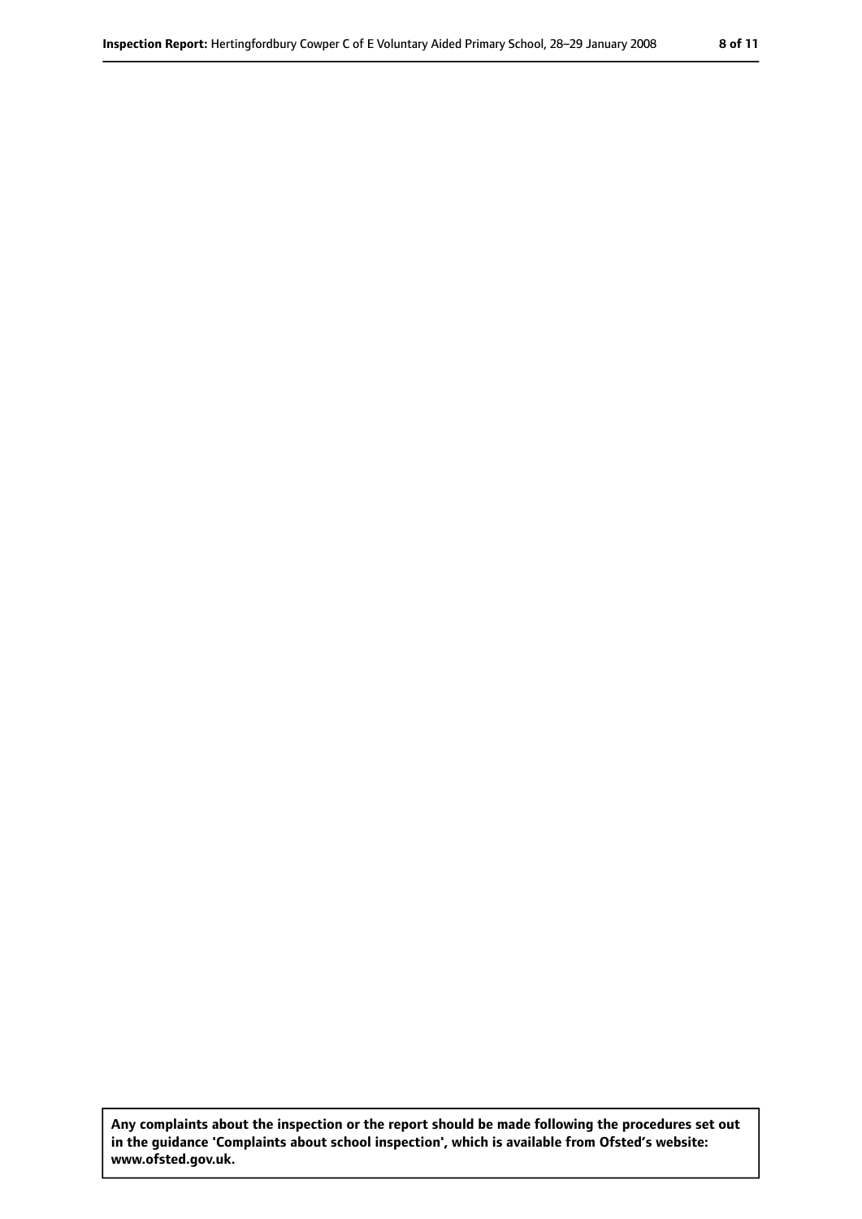**Any complaints about the inspection or the report should be made following the procedures set out in the guidance 'Complaints about school inspection', which is available from Ofsted's website: www.ofsted.gov.uk.**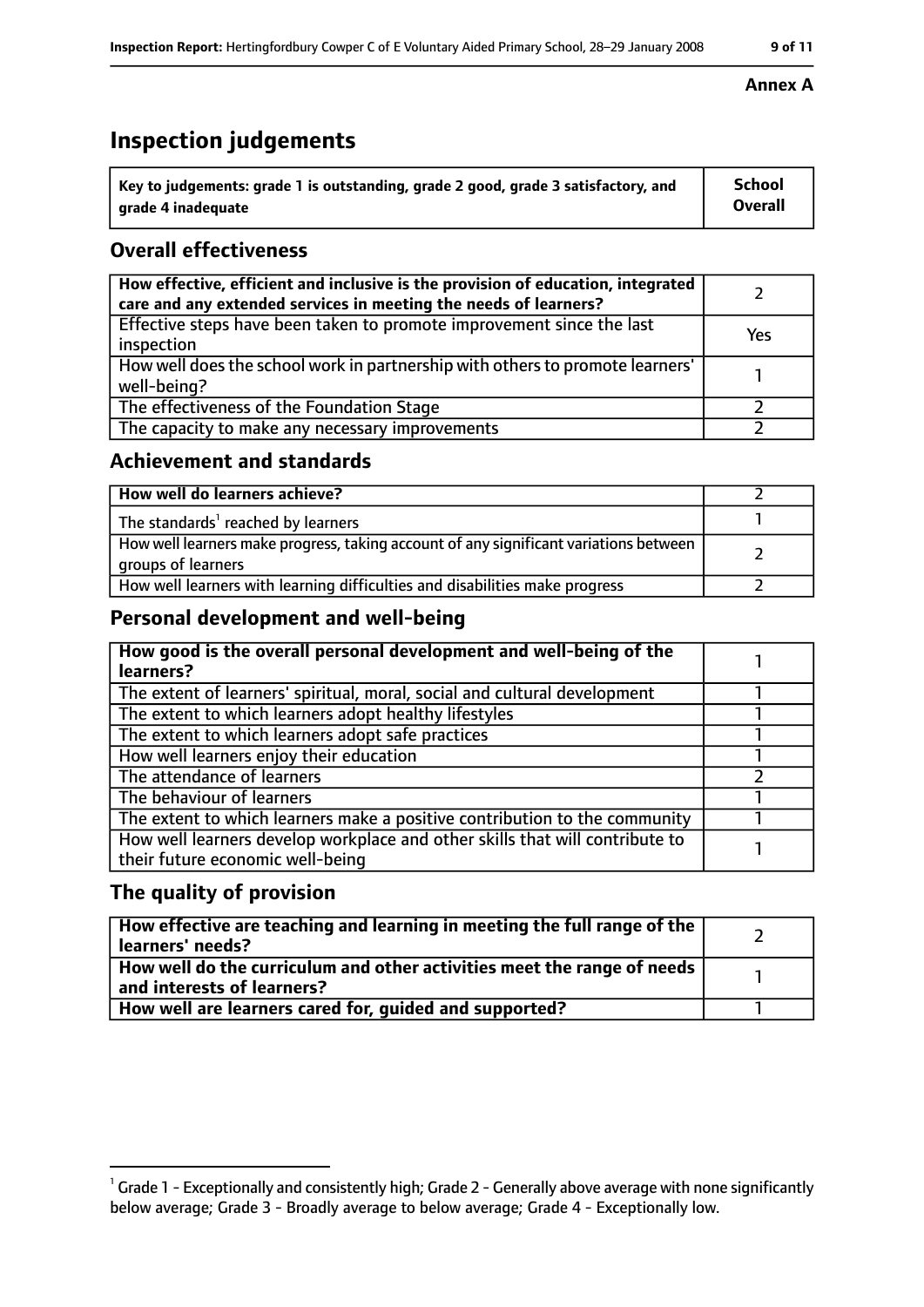**Annex A**

# Inspection judgements

| Key to judgements: grade 1 is outstanding, grade 2 good, grade 3 satisfactory, and grade 4 inadequate | School Overall |
|---|---|

## Overall effectiveness

| | |
|---|---|
| How effective, efficient and inclusive is the provision of education, integrated care and any extended services in meeting the needs of learners? | 2 |
| Effective steps have been taken to promote improvement since the last inspection | Yes |
| How well does the school work in partnership with others to promote learners' well-being? | 1 |
| The effectiveness of the Foundation Stage | 2 |
| The capacity to make any necessary improvements | 2 |

## Achievement and standards

| | |
|---|---|
| How well do learners achieve? | 2 |
| The standards[1] reached by learners | 1 |
| How well learners make progress, taking account of any significant variations between groups of learners | 2 |
| How well learners with learning difficulties and disabilities make progress | 2 |

## Personal development and well-being

| | |
|---|---|
| How good is the overall personal development and well-being of the learners? | 1 |
| The extent of learners' spiritual, moral, social and cultural development | 1 |
| The extent to which learners adopt healthy lifestyles | 1 |
| The extent to which learners adopt safe practices | 1 |
| How well learners enjoy their education | 1 |
| The attendance of learners | 2 |
| The behaviour of learners | 1 |
| The extent to which learners make a positive contribution to the community | 1 |
| How well learners develop workplace and other skills that will contribute to their future economic well-being | 1 |

## The quality of provision

| | |
|---|---|
| How effective are teaching and learning in meeting the full range of the learners' needs? | 2 |
| How well do the curriculum and other activities meet the range of needs and interests of learners? | 1 |
| How well are learners cared for, guided and supported? | 1 |

[1] Grade 1 - Exceptionally and consistently high; Grade 2 - Generally above average with none significantly below average; Grade 3 - Broadly average to below average; Grade 4 - Exceptionally low.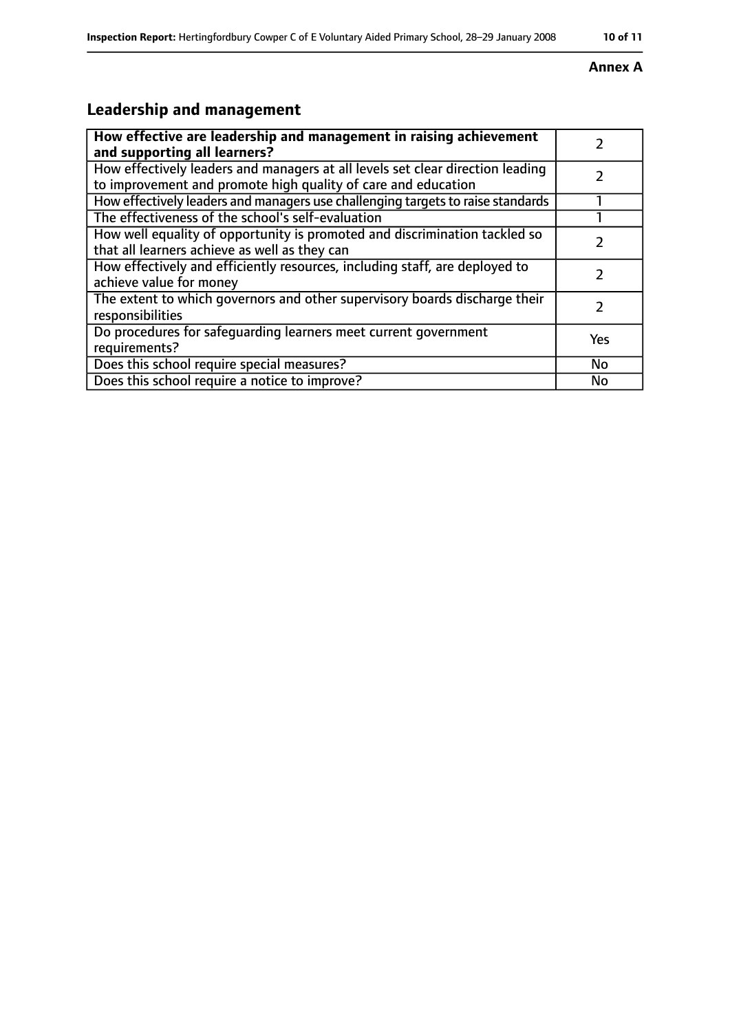**Annex A**

## Leadership and management

| How effective are leadership and management in raising achievement and supporting all learners? | 2 |
|---|---|
| How effectively leaders and managers at all levels set clear direction leading to improvement and promote high quality of care and education | 2 |
| How effectively leaders and managers use challenging targets to raise standards | 1 |
| The effectiveness of the school's self-evaluation | 1 |
| How well equality of opportunity is promoted and discrimination tackled so that all learners achieve as well as they can | 2 |
| How effectively and efficiently resources, including staff, are deployed to achieve value for money | 2 |
| The extent to which governors and other supervisory boards discharge their responsibilities | 2 |
| Do procedures for safeguarding learners meet current government requirements? | Yes |
| Does this school require special measures? | No |
| Does this school require a notice to improve? | No |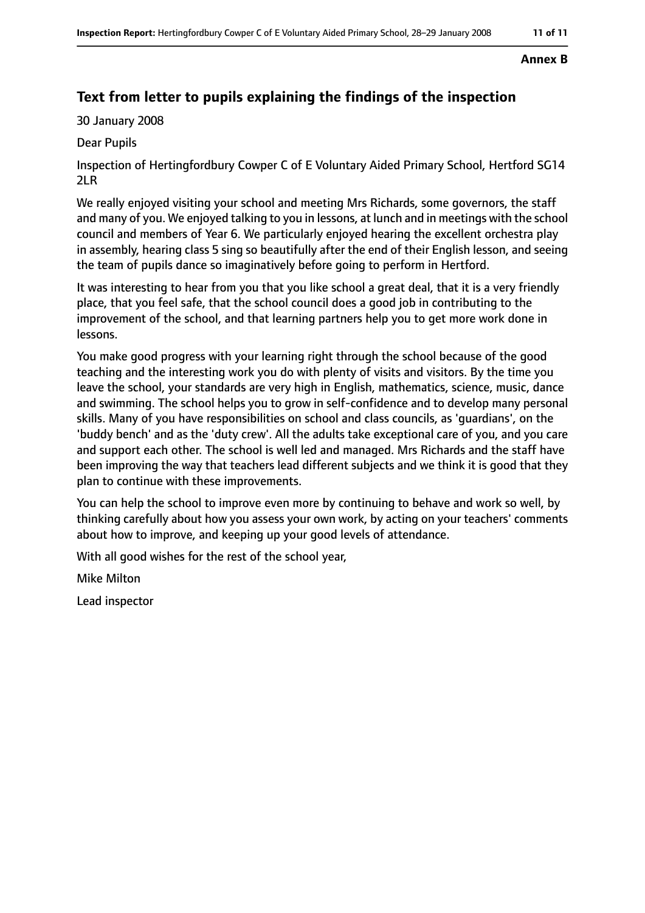**Annex B**

## Text from letter to pupils explaining the findings of the inspection

30 January 2008

Dear Pupils

Inspection of Hertingfordbury Cowper C of E Voluntary Aided Primary School, Hertford SG14 2LR

We really enjoyed visiting your school and meeting Mrs Richards, some governors, the staff and many of you. We enjoyed talking to you in lessons, at lunch and in meetings with the school council and members of Year 6. We particularly enjoyed hearing the excellent orchestra play in assembly, hearing class 5 sing so beautifully after the end of their English lesson, and seeing the team of pupils dance so imaginatively before going to perform in Hertford.

It was interesting to hear from you that you like school a great deal, that it is a very friendly place, that you feel safe, that the school council does a good job in contributing to the improvement of the school, and that learning partners help you to get more work done in lessons.

You make good progress with your learning right through the school because of the good teaching and the interesting work you do with plenty of visits and visitors. By the time you leave the school, your standards are very high in English, mathematics, science, music, dance and swimming. The school helps you to grow in self-confidence and to develop many personal skills. Many of you have responsibilities on school and class councils, as 'guardians', on the 'buddy bench' and as the 'duty crew'. All the adults take exceptional care of you, and you care and support each other. The school is well led and managed. Mrs Richards and the staff have been improving the way that teachers lead different subjects and we think it is good that they plan to continue with these improvements.

You can help the school to improve even more by continuing to behave and work so well, by thinking carefully about how you assess your own work, by acting on your teachers' comments about how to improve, and keeping up your good levels of attendance.

With all good wishes for the rest of the school year,

Mike Milton

Lead inspector